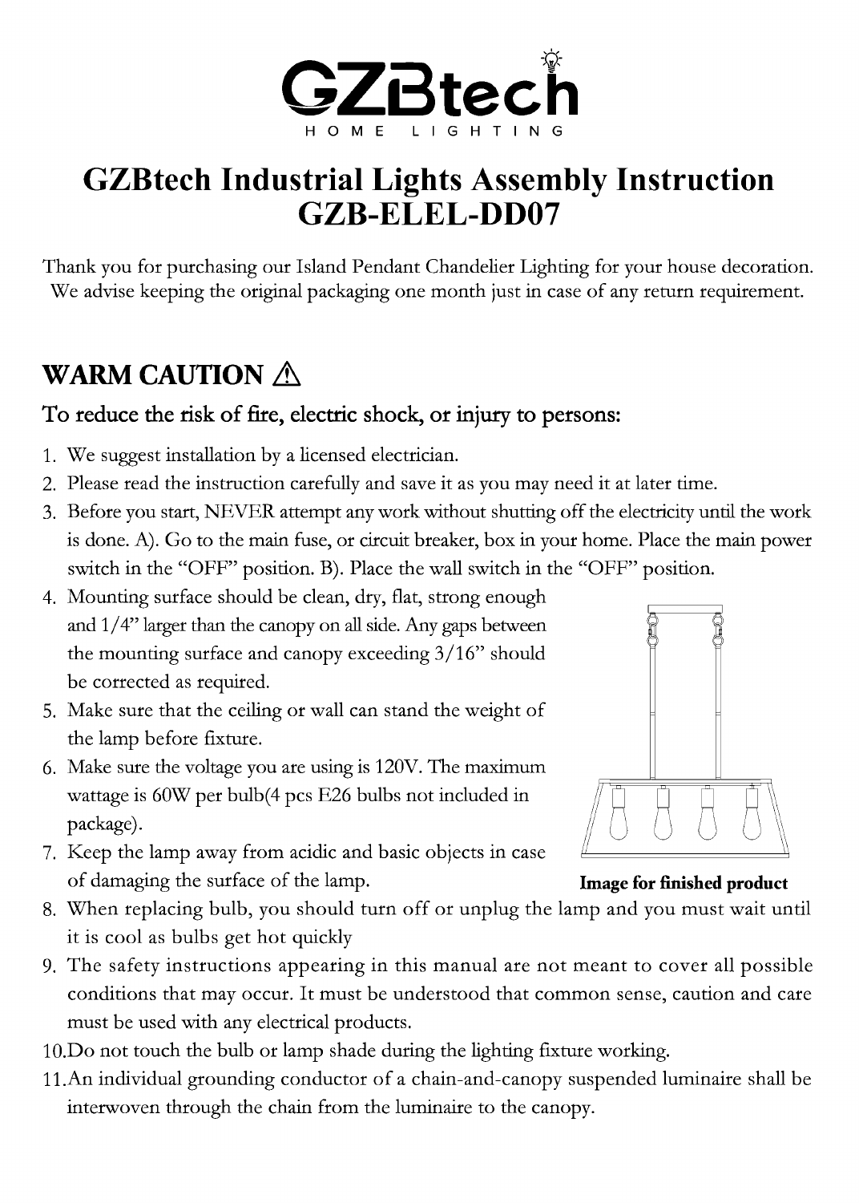GZBtech

HOME LIGHTING

# GZBtech Industrial Lights Assembly Instruction GZB-ELEL-DD07

Thank you for purchasing our Island Pendant Chandelier Lighting for your house decoration. We advise keeping the original packaging one month just in case of any return requirement.

## WARM CAUTION ⚠

### To reduce the risk of fire, electric shock, or injury to persons:

1. We suggest installation by a licensed electrician.
2. Please read the instruction carefully and save it as you may need it at later time.
3. Before you start, NEVER attempt any work without shutting off the electricity until the work is done. A). Go to the main fuse, or circuit breaker, box in your home. Place the main power switch in the "OFF" position. B). Place the wall switch in the "OFF" position.
4. Mounting surface should be clean, dry, flat, strong enough and 1/4" larger than the canopy on all side. Any gaps between the mounting surface and canopy exceeding 3/16" should be corrected as required.
5. Make sure that the ceiling or wall can stand the weight of the lamp before fixture.
6. Make sure the voltage you are using is 120V. The maximum wattage is 60W per bulb(4 pcs E26 bulbs not included in package).
7. Keep the lamp away from acidic and basic objects in case of damaging the surface of the lamp.
8. When replacing bulb, you should turn off or unplug the lamp and you must wait until it is cool as bulbs get hot quickly
9. The safety instructions appearing in this manual are not meant to cover all possible conditions that may occur. It must be understood that common sense, caution and care must be used with any electrical products.
10. Do not touch the bulb or lamp shade during the lighting fixture working.
11. An individual grounding conductor of a chain-and-canopy suspended luminaire shall be interwoven through the chain from the luminaire to the canopy.

**Image for finished product**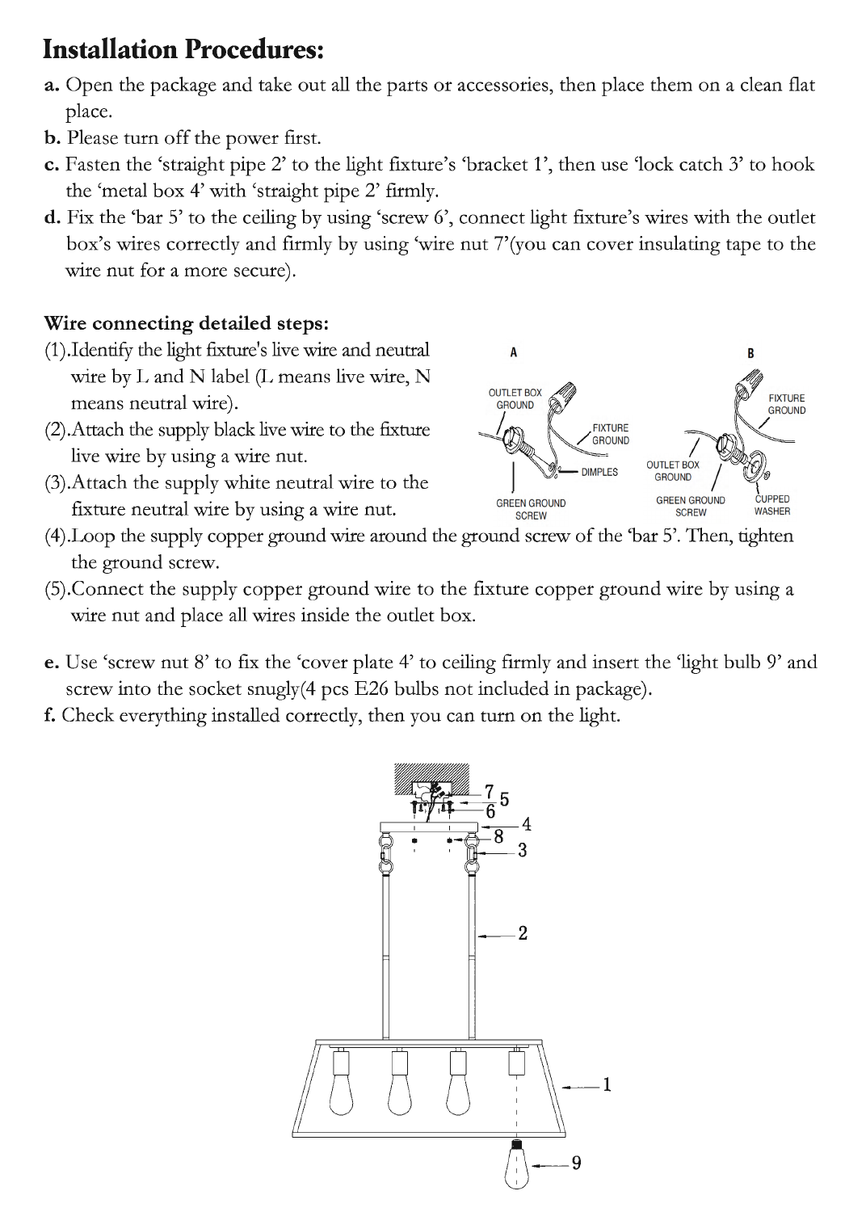# Installation Procedures:

**a.** Open the package and take out all the parts or accessories, then place them on a clean flat place.

**b.** Please turn off the power first.

**c.** Fasten the 'straight pipe 2' to the light fixture's 'bracket 1', then use 'lock catch 3' to hook the 'metal box 4' with 'straight pipe 2' firmly.

**d.** Fix the 'bar 5' to the ceiling by using 'screw 6', connect light fixture's wires with the outlet box's wires correctly and firmly by using 'wire nut 7'(you can cover insulating tape to the wire nut for a more secure).

**Wire connecting detailed steps:**

(1).Identify the light fixture's live wire and neutral wire by L and N label (L means live wire, N means neutral wire).

(2).Attach the supply black live wire to the fixture live wire by using a wire nut.

(3).Attach the supply white neutral wire to the fixture neutral wire by using a wire nut.

A

OUTLET BOX GROUND

FIXTURE GROUND

DIMPLES

GREEN GROUND SCREW

B

FIXTURE GROUND

OUTLET BOX GROUND

GREEN GROUND SCREW

CUPPED WASHER

(4).Loop the supply copper ground wire around the ground screw of the 'bar 5'. Then, tighten the ground screw.

(5).Connect the supply copper ground wire to the fixture copper ground wire by using a wire nut and place all wires inside the outlet box.

**e.** Use 'screw nut 8' to fix the 'cover plate 4' to ceiling firmly and insert the 'light bulb 9' and screw into the socket snugly(4 pcs E26 bulbs not included in package).

**f.** Check everything installed correctly, then you can turn on the light.

7
5
6
4
8
3
2
1
9